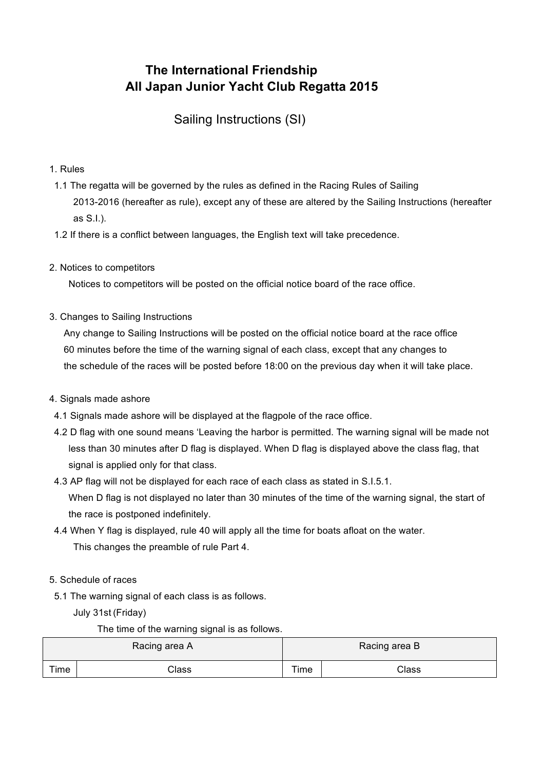# The International Friendship All Japan Junior Yacht Club Regatta 2015

## Sailing Instructions (SI)

1. Rules

1.1 The regatta will be governed by the rules as defined in the Racing Rules of Sailing 2013-2016 (hereafter as rule), except any of these are altered by the Sailing Instructions (hereafter as S.I.).

1.2 If there is a conflict between languages, the English text will take precedence.

2. Notices to competitors

Notices to competitors will be posted on the official notice board of the race office.

3. Changes to Sailing Instructions

Any change to Sailing Instructions will be posted on the official notice board at the race office 60 minutes before the time of the warning signal of each class, except that any changes to the schedule of the races will be posted before 18:00 on the previous day when it will take place.

4. Signals made ashore

4.1 Signals made ashore will be displayed at the flagpole of the race office.

4.2 D flag with one sound means ‘Leaving the harbor is permitted. The warning signal will be made not less than 30 minutes after D flag is displayed. When D flag is displayed above the class flag, that signal is applied only for that class.

4.3 AP flag will not be displayed for each race of each class as stated in S.I.5.1.
When D flag is not displayed no later than 30 minutes of the time of the warning signal, the start of the race is postponed indefinitely.

4.4 When Y flag is displayed, rule 40 will apply all the time for boats afloat on the water.
This changes the preamble of rule Part 4.

5. Schedule of races

5.1 The warning signal of each class is as follows.

July 31st (Friday)

The time of the warning signal is as follows.

| Racing area A | | Racing area B | |
|---|---|---|---|
| Time | Class | Time | Class |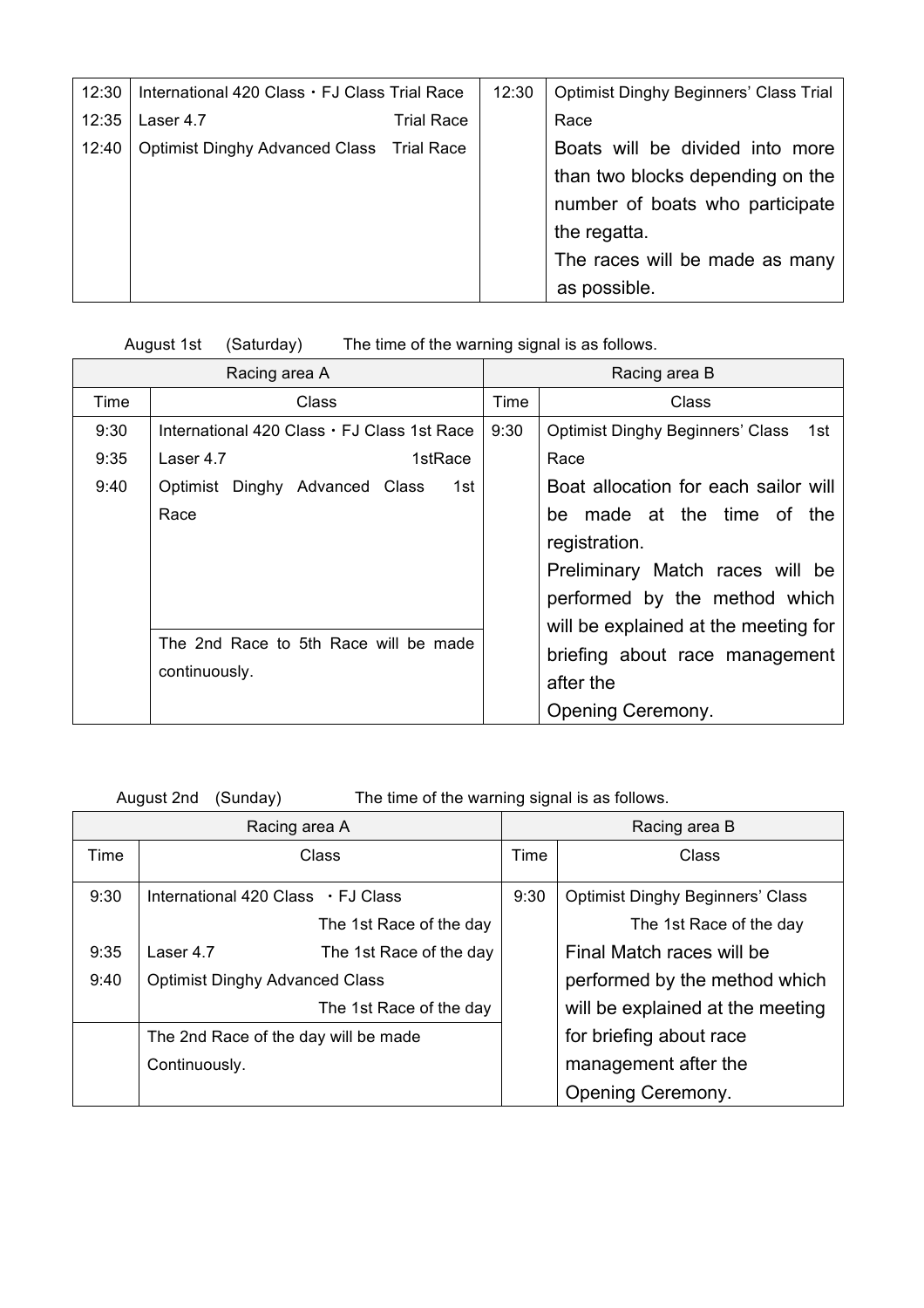| | | | |
|---|---|---|---|
| 12:30<br>12:35<br>12:40 | International 420 Class・FJ Class Trial Race<br>Laser 4.7 Trial Race<br>Optimist Dinghy Advanced Class Trial Race | 12:30 | Optimist Dinghy Beginners' Class Trial Race<br>Boats will be divided into more than two blocks depending on the number of boats who participate the regatta.<br>The races will be made as many as possible. |

August 1st (Saturday) The time of the warning signal is as follows.

| Racing area A | | Racing area B | |
|---|---|---|---|
| Time | Class | Time | Class |
| 9:30<br>9:35<br>9:40 | International 420 Class・FJ Class 1st Race<br>Laser 4.7 1stRace<br>Optimist Dinghy Advanced Class 1st Race | 9:30 | Optimist Dinghy Beginners' Class 1st Race<br>Boat allocation for each sailor will be made at the time of the registration.<br>Preliminary Match races will be performed by the method which will be explained at the meeting for briefing about race management after the Opening Ceremony. |
| | The 2nd Race to 5th Race will be made continuously. | | |

August 2nd (Sunday) The time of the warning signal is as follows.

| Racing area A | | Racing area B | |
|---|---|---|---|
| Time | Class | Time | Class |
| 9:30<br>9:35<br>9:40 | International 420 Class ・FJ Class The 1st Race of the day<br>Laser 4.7 The 1st Race of the day<br>Optimist Dinghy Advanced Class The 1st Race of the day | 9:30 | Optimist Dinghy Beginners' Class The 1st Race of the day<br>Final Match races will be performed by the method which will be explained at the meeting for briefing about race management after the Opening Ceremony. |
| | The 2nd Race of the day will be made Continuously. | | |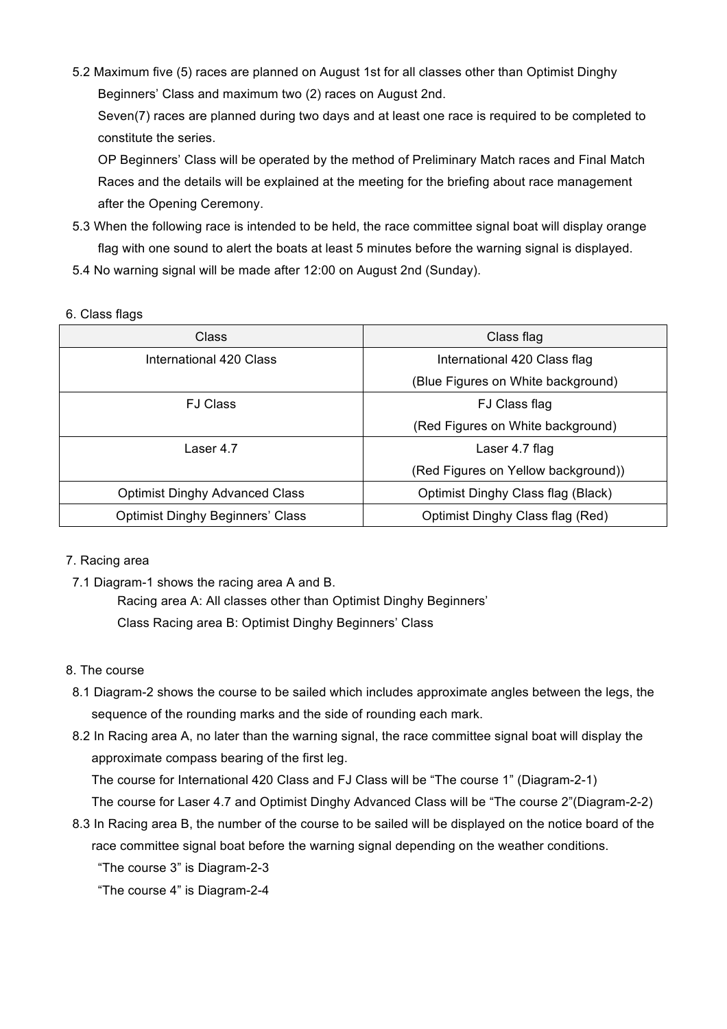5.2 Maximum five (5) races are planned on August 1st for all classes other than Optimist Dinghy Beginners' Class and maximum two (2) races on August 2nd.

Seven(7) races are planned during two days and at least one race is required to be completed to constitute the series.

OP Beginners' Class will be operated by the method of Preliminary Match races and Final Match Races and the details will be explained at the meeting for the briefing about race management after the Opening Ceremony.

5.3 When the following race is intended to be held, the race committee signal boat will display orange flag with one sound to alert the boats at least 5 minutes before the warning signal is displayed.

5.4 No warning signal will be made after 12:00 on August 2nd (Sunday).

## 6. Class flags

| Class | Class flag |
|---|---|
| International 420 Class | International 420 Class flag (Blue Figures on White background) |
| FJ Class | FJ Class flag (Red Figures on White background) |
| Laser 4.7 | Laser 4.7 flag (Red Figures on Yellow background)) |
| Optimist Dinghy Advanced Class | Optimist Dinghy Class flag (Black) |
| Optimist Dinghy Beginners' Class | Optimist Dinghy Class flag (Red) |

## 7. Racing area

7.1 Diagram-1 shows the racing area A and B.

Racing area A: All classes other than Optimist Dinghy Beginners'

Class Racing area B: Optimist Dinghy Beginners' Class

## 8. The course

8.1 Diagram-2 shows the course to be sailed which includes approximate angles between the legs, the sequence of the rounding marks and the side of rounding each mark.

8.2 In Racing area A, no later than the warning signal, the race committee signal boat will display the approximate compass bearing of the first leg.

The course for International 420 Class and FJ Class will be "The course 1" (Diagram-2-1)

The course for Laser 4.7 and Optimist Dinghy Advanced Class will be "The course 2"(Diagram-2-2)

8.3 In Racing area B, the number of the course to be sailed will be displayed on the notice board of the race committee signal boat before the warning signaled depending on the weather conditions.

"The course 3" is Diagram-2-3

"The course 4" is Diagram-2-4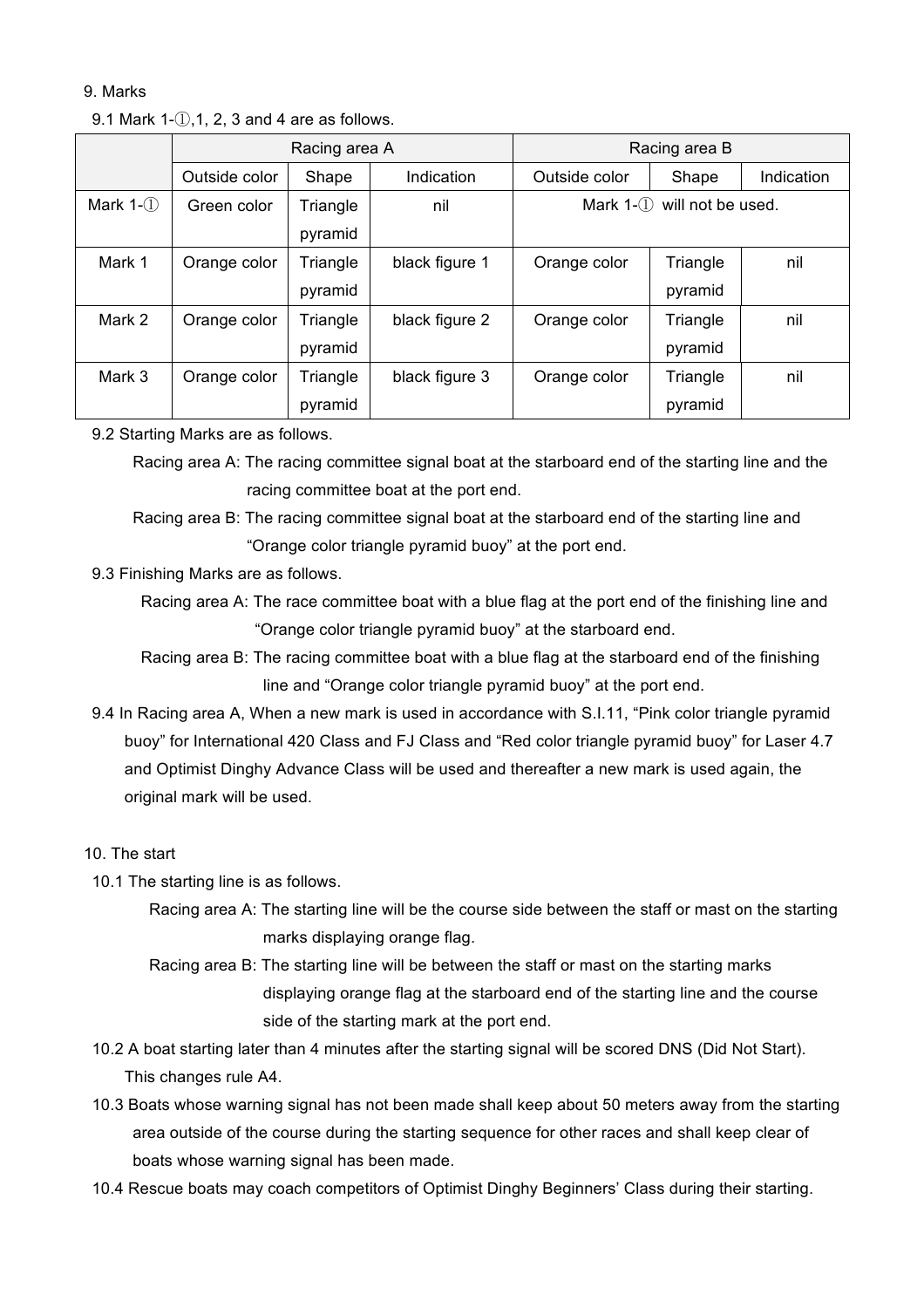9. Marks

9.1 Mark 1-①,1, 2, 3 and 4 are as follows.

| | Racing area A | | | Racing area B | | |
|---|---|---|---|---|---|---|
| | Outside color | Shape | Indication | Outside color | Shape | Indication |
| Mark 1-① | Green color | Triangle pyramid | nil | Mark 1-① will not be used. | | |
| Mark 1 | Orange color | Triangle pyramid | black figure 1 | Orange color | Triangle pyramid | nil |
| Mark 2 | Orange color | Triangle pyramid | black figure 2 | Orange color | Triangle pyramid | nil |
| Mark 3 | Orange color | Triangle pyramid | black figure 3 | Orange color | Triangle pyramid | nil |

9.2 Starting Marks are as follows.

Racing area A: The racing committee signal boat at the starboard end of the starting line and the racing committee boat at the port end.

Racing area B: The racing committee signal boat at the starboard end of the starting line and "Orange color triangle pyramid buoy" at the port end.

9.3 Finishing Marks are as follows.

Racing area A: The race committee boat with a blue flag at the port end of the finishing line and "Orange color triangle pyramid buoy" at the starboard end.

Racing area B: The racing committee boat with a blue flag at the starboard end of the finishing line and "Orange color triangle pyramid buoy" at the port end.

9.4 In Racing area A, When a new mark is used in accordance with S.I.11, "Pink color triangle pyramid buoy" for International 420 Class and FJ Class and "Red color triangle pyramid buoy" for Laser 4.7 and Optimist Dinghy Advance Class will be used and thereafter a new mark is used again, the original mark will be used.

10. The start

10.1 The starting line is as follows.

Racing area A: The starting line will be the course side between the staff or mast on the starting marks displaying orange flag.

Racing area B: The starting line will be between the staff or mast on the starting marks displaying orange flag at the starboard end of the starting line and the course side of the starting mark at the port end.

10.2 A boat starting later than 4 minutes after the starting signal will be scored DNS (Did Not Start). This changes rule A4.

10.3 Boats whose warning signal has not been made shall keep about 50 meters away from the starting area outside of the course during the starting sequence for other races and shall keep clear of boats whose warning signal has been made.

10.4 Rescue boats may coach competitors of Optimist Dinghy Beginners' Class during their starting.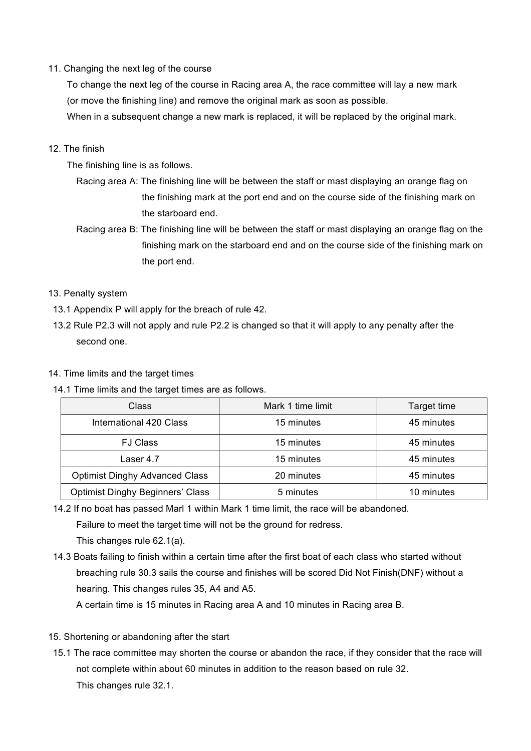## 11. Changing the next leg of the course

To change the next leg of the course in Racing area A, the race committee will lay a new mark (or move the finishing line) and remove the original mark as soon as possible.

When in a subsequent change a new mark is replaced, it will be replaced by the original mark.

## 12. The finish

The finishing line is as follows.

Racing area A: The finishing line will be between the staff or mast displaying an orange flag on the finishing mark at the port end and on the course side of the finishing mark on the starboard end.

Racing area B: The finishing line will be between the staff or mast displaying an orange flag on the finishing mark on the starboard end and on the course side of the finishing mark on the port end.

## 13. Penalty system

13.1 Appendix P will apply for the breach of rule 42.

13.2 Rule P2.3 will not apply and rule P2.2 is changed so that it will apply to any penalty after the second one.

## 14. Time limits and the target times

14.1 Time limits and the target times are as follows.

| Class | Mark 1 time limit | Target time |
|---|---|---|
| International 420 Class | 15 minutes | 45 minutes |
| FJ Class | 15 minutes | 45 minutes |
| Laser 4.7 | 15 minutes | 45 minutes |
| Optimist Dinghy Advanced Class | 20 minutes | 45 minutes |
| Optimist Dinghy Beginners' Class | 5 minutes | 10 minutes |

14.2 If no boat has passed Marl 1 within Mark 1 time limit, the race will be abandoned.

Failure to meet the target time will not be the ground for redress.

This changes rule 62.1(a).

14.3 Boats failing to finish within a certain time after the first boat of each class who started without breaching rule 30.3 sails the course and finishes will be scored Did Not Finish(DNF) without a hearing. This changes rules 35, A4 and A5.

A certain time is 15 minutes in Racing area A and 10 minutes in Racing area B.

## 15. Shortening or abandoning after the start

15.1 The race committee may shorten the course or abandon the race, if they consider that the race will not complete within about 60 minutes in addition to the reason based on rule 32.

This changes rule 32.1.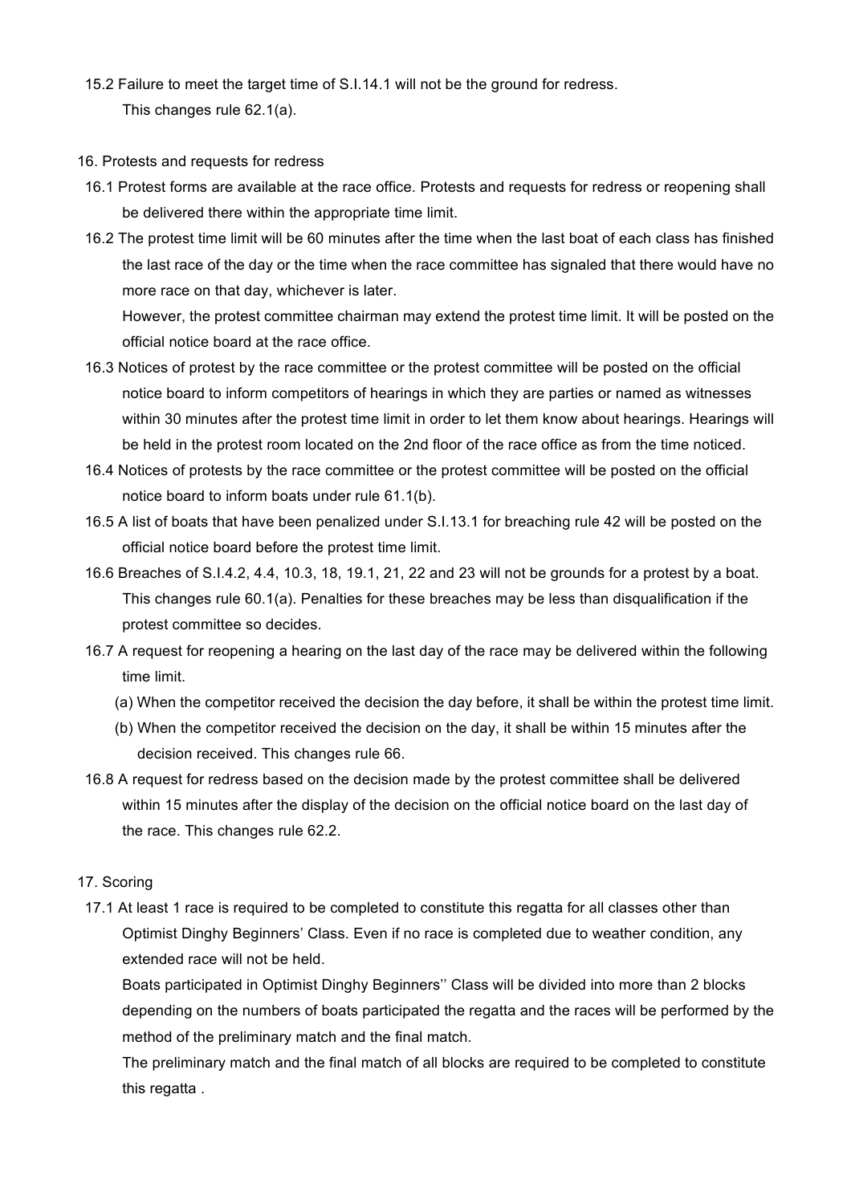15.2 Failure to meet the target time of S.I.14.1 will not be the ground for redress.
This changes rule 62.1(a).

16. Protests and requests for redress

16.1 Protest forms are available at the race office. Protests and requests for redress or reopening shall be delivered there within the appropriate time limit.

16.2 The protest time limit will be 60 minutes after the time when the last boat of each class has finished the last race of the day or the time when the race committee has signaled that there would have no more race on that day, whichever is later.
However, the protest committee chairman may extend the protest time limit. It will be posted on the official notice board at the race office.

16.3 Notices of protest by the race committee or the protest committee will be posted on the official notice board to inform competitors of hearings in which they are parties or named as witnesses within 30 minutes after the protest time limit in order to let them know about hearings. Hearings will be held in the protest room located on the 2nd floor of the race office as from the time noticed.

16.4 Notices of protests by the race committee or the protest committee will be posted on the official notice board to inform boats under rule 61.1(b).

16.5 A list of boats that have been penalized under S.I.13.1 for breaching rule 42 will be posted on the official notice board before the protest time limit.

16.6 Breaches of S.I.4.2, 4.4, 10.3, 18, 19.1, 21, 22 and 23 will not be grounds for a protest by a boat. This changes rule 60.1(a). Penalties for these breaches may be less than disqualification if the protest committee so decides.

16.7 A request for reopening a hearing on the last day of the race may be delivered within the following time limit.

(a) When the competitor received the decision the day before, it shall be within the protest time limit.

(b) When the competitor received the decision on the day, it shall be within 15 minutes after the decision received. This changes rule 66.

16.8 A request for redress based on the decision made by the protest committee shall be delivered within 15 minutes after the display of the decision on the official notice board on the last day of the race. This changes rule 62.2.

17. Scoring

17.1 At least 1 race is required to be completed to constitute this regatta for all classes other than Optimist Dinghy Beginners' Class. Even if no race is completed due to weather condition, any extended race will not be held.
Boats participated in Optimist Dinghy Beginners'' Class will be divided into more than 2 blocks depending on the numbers of boats participated the regatta and the races will be performed by the method of the preliminary match and the final match.
The preliminary match and the final match of all blocks are required to be completed to constitute this regatta .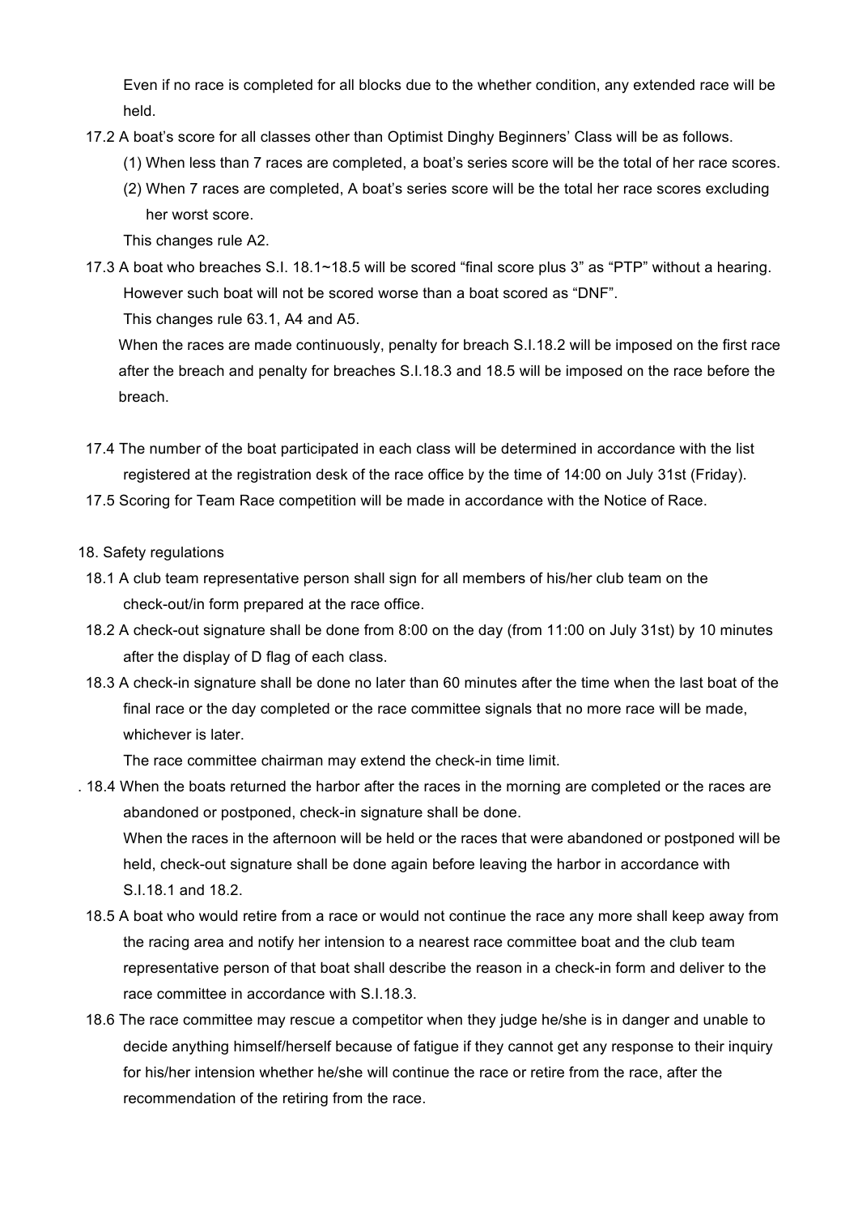Even if no race is completed for all blocks due to the whether condition, any extended race will be held.

17.2 A boat's score for all classes other than Optimist Dinghy Beginners' Class will be as follows.

(1) When less than 7 races are completed, a boat's series score will be the total of her race scores.

(2) When 7 races are completed, A boat's series score will be the total her race scores excluding her worst score.

This changes rule A2.

17.3 A boat who breaches S.I. 18.1~18.5 will be scored "final score plus 3" as "PTP" without a hearing. However such boat will not be scored worse than a boat scored as "DNF".

This changes rule 63.1, A4 and A5.

When the races are made continuously, penalty for breach S.I.18.2 will be imposed on the first race after the breach and penalty for breaches S.I.18.3 and 18.5 will be imposed on the race before the breach.

17.4 The number of the boat participated in each class will be determined in accordance with the list registered at the registration desk of the race office by the time of 14:00 on July 31st (Friday).

17.5 Scoring for Team Race competition will be made in accordance with the Notice of Race.

18. Safety regulations

18.1 A club team representative person shall sign for all members of his/her club team on the check-out/in form prepared at the race office.

18.2 A check-out signature shall be done from 8:00 on the day (from 11:00 on July 31st) by 10 minutes after the display of D flag of each class.

18.3 A check-in signature shall be done no later than 60 minutes after the time when the last boat of the final race or the day completed or the race committee signals that no more race will be made, whichever is later.

The race committee chairman may extend the check-in time limit.

. 18.4 When the boats returned the harbor after the races in the morning are completed or the races are abandoned or postponed, check-in signature shall be done.

When the races in the afternoon will be held or the races that were abandoned or postponed will be held, check-out signature shall be done again before leaving the harbor in accordance with S.I.18.1 and 18.2.

18.5 A boat who would retire from a race or would not continue the race any more shall keep away from the racing area and notify her intension to a nearest race committee boat and the club team representative person of that boat shall describe the reason in a check-in form and deliver to the race committee in accordance with S.I.18.3.

18.6 The race committee may rescue a competitor when they judge he/she is in danger and unable to decide anything himself/herself because of fatigue if they cannot get any response to their inquiry for his/her intension whether he/she will continue the race or retire from the race, after the recommendation of the retiring from the race.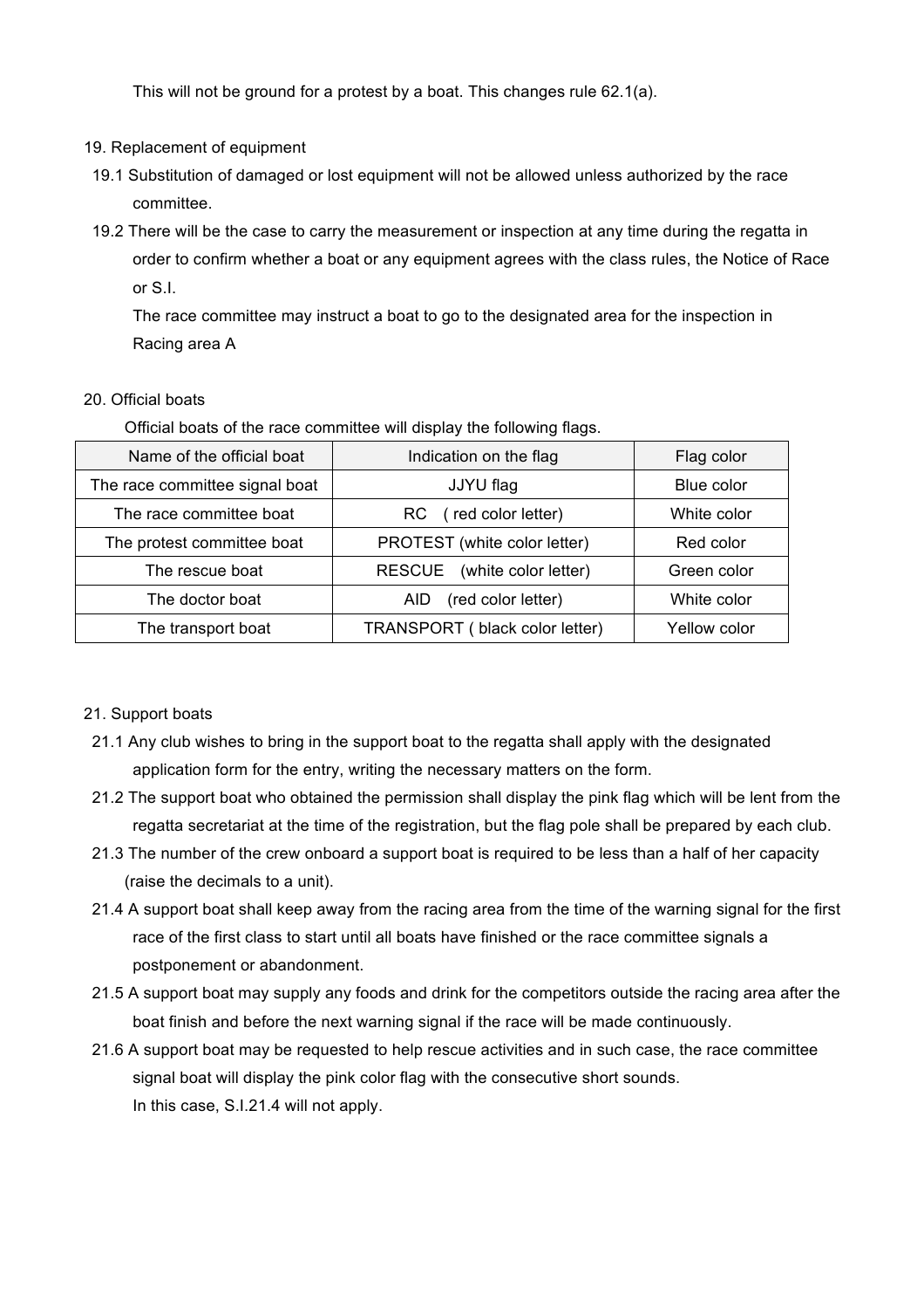This will not be ground for a protest by a boat. This changes rule 62.1(a).

## 19. Replacement of equipment

19.1 Substitution of damaged or lost equipment will not be allowed unless authorized by the race committee.

19.2 There will be the case to carry the measurement or inspection at any time during the regatta in order to confirm whether a boat or any equipment agrees with the class rules, the Notice of Race or S.I.

The race committee may instruct a boat to go to the designated area for the inspection in Racing area A

## 20. Official boats

Official boats of the race committee will display the following flags.

| Name of the official boat | Indication on the flag | Flag color |
|---|---|---|
| The race committee signal boat | JJYU flag | Blue color |
| The race committee boat | RC ( red color letter) | White color |
| The protest committee boat | PROTEST (white color letter) | Red color |
| The rescue boat | RESCUE (white color letter) | Green color |
| The doctor boat | AID (red color letter) | White color |
| The transport boat | TRANSPORT ( black color letter) | Yellow color |

## 21. Support boats

21.1 Any club wishes to bring in the support boat to the regatta shall apply with the designated application form for the entry, writing the necessary matters on the form.

21.2 The support boat who obtained the permission shall display the pink flag which will be lent from the regatta secretariat at the time of the registration, but the flag pole shall be prepared by each club.

21.3 The number of the crew onboard a support boat is required to be less than a half of her capacity (raise the decimals to a unit).

21.4 A support boat shall keep away from the racing area from the time of the warning signal for the first race of the first class to start until all boats have finished or the race committee signals a postponement or abandonment.

21.5 A support boat may supply any foods and drink for the competitors outside the racing area after the boat finish and before the next warning signal if the race will be made continuously.

21.6 A support boat may be requested to help rescue activities and in such case, the race committee signal boat will display the pink color flag with the consecutive short sounds.

In this case, S.I.21.4 will not apply.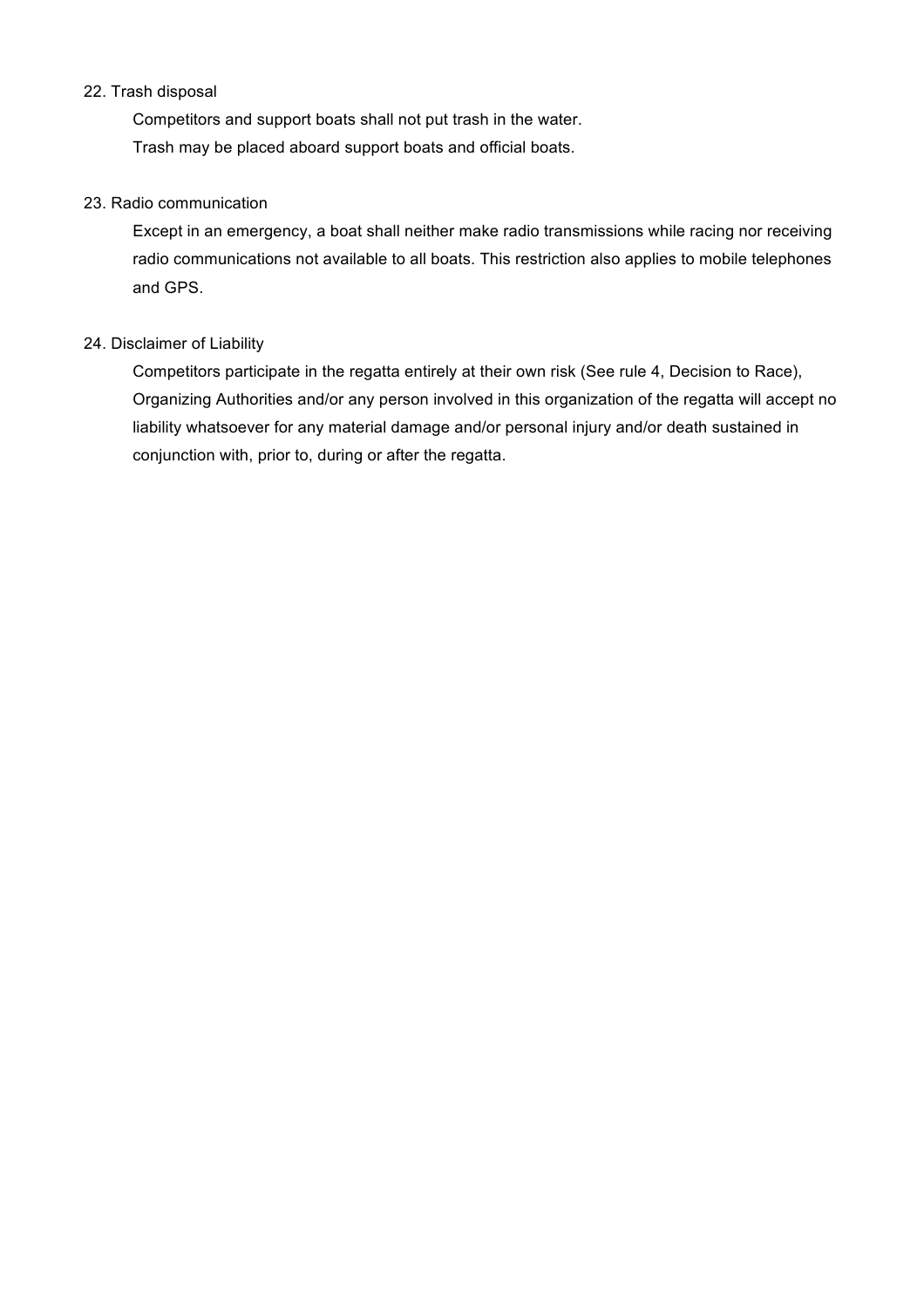## 22. Trash disposal

Competitors and support boats shall not put trash in the water.

Trash may be placed aboard support boats and official boats.

## 23. Radio communication

Except in an emergency, a boat shall neither make radio transmissions while racing nor receiving radio communications not available to all boats. This restriction also applies to mobile telephones and GPS.

## 24. Disclaimer of Liability

Competitors participate in the regatta entirely at their own risk (See rule 4, Decision to Race), Organizing Authorities and/or any person involved in this organization of the regatta will accept no liability whatsoever for any material damage and/or personal injury and/or death sustained in conjunction with, prior to, during or after the regatta.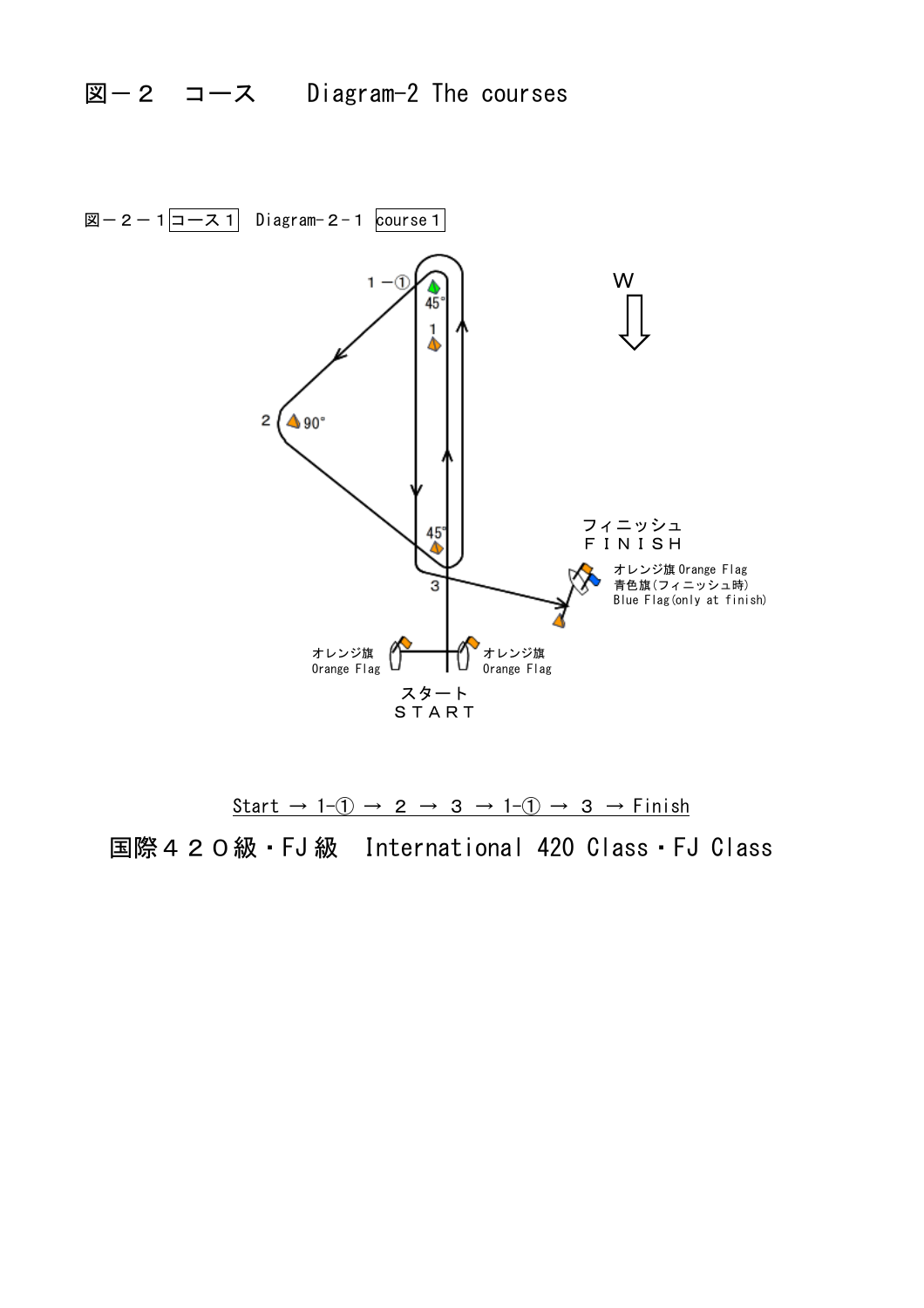# 図－２　コース　　Diagram-2 The courses

図－２－１ コース１　Diagram-２-１ course１

1－①

45°

1

2

90°

45°

3

W

フィニッシュ
ＦＩＮＩＳＨ

オレンジ旗 Orange Flag
青色旗(フィニッシュ時)
Blue Flag(only at finish)

オレンジ旗
Orange Flag

オレンジ旗
Orange Flag

スタート
ＳＴＡＲＴ

Start → 1-① → ２ → ３ → 1-① → ３ → Finish

国際４２０級・FJ級　International 420 Class・FJ Class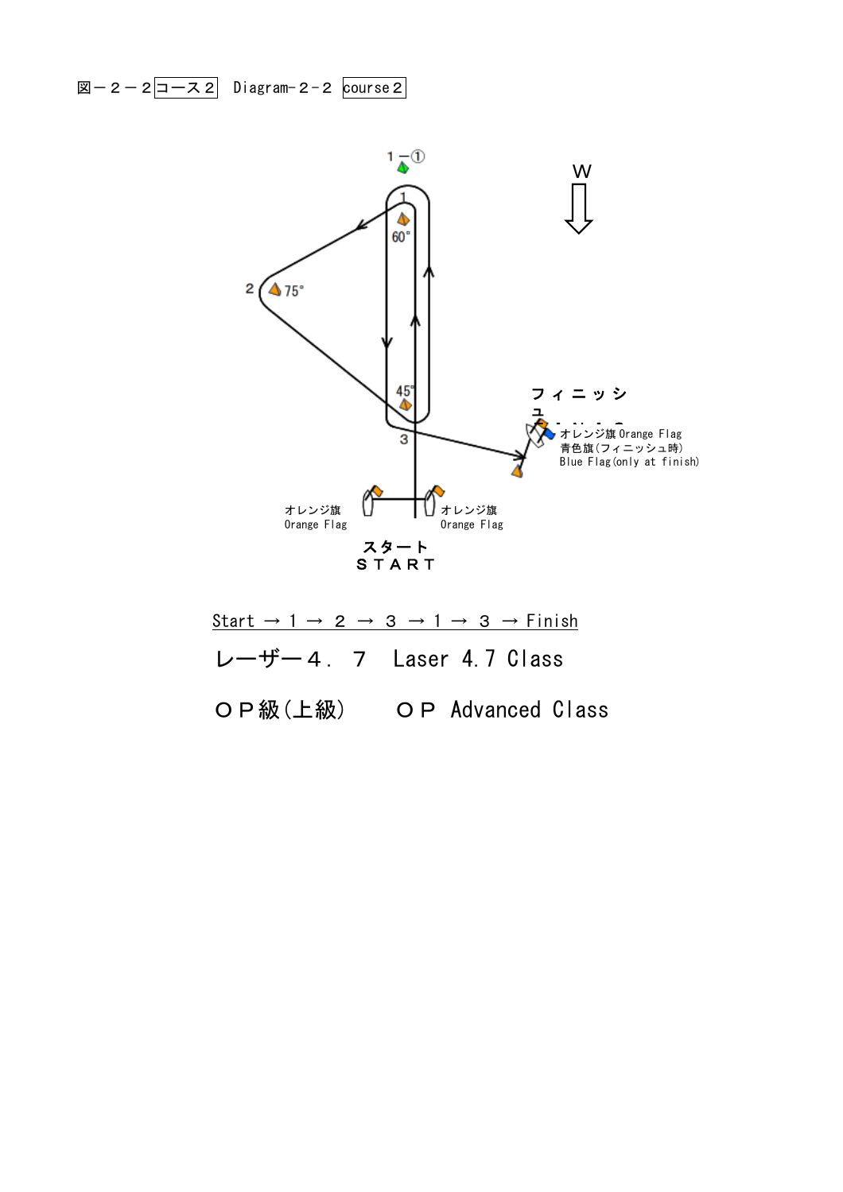図－２－２コース２　Diagram-２-２　course２

1－①

W

1

60°

2　75°

45°

3

フィニッシュ

オレンジ旗 Orange Flag
青色旗(フィニッシュ時)
Blue Flag(only at finish)

オレンジ旗
Orange Flag

オレンジ旗
Orange Flag

スタート
ＳＴＡＲＴ

Start → 1 → ２ → ３ → 1 → ３ → Finish

レーザー４．７　Laser 4.7 Class

ＯＰ級(上級)　　ＯＰ Advanced Class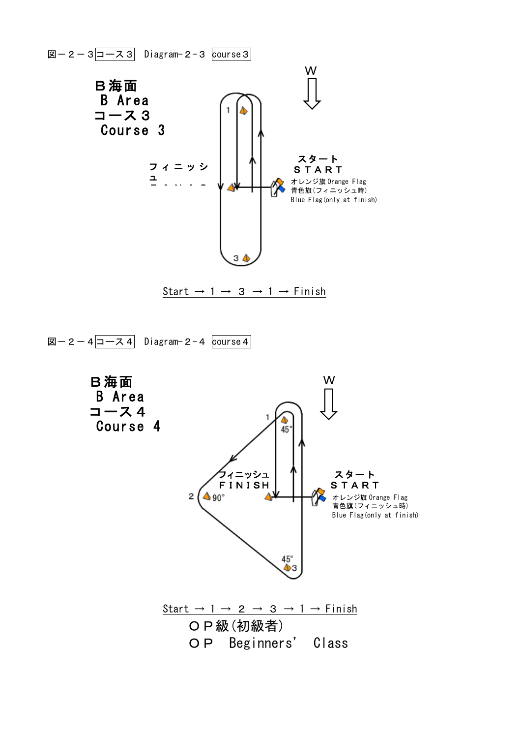図－２－３コース３　Diagram-２-３　course３

B海面
B Area
コース３
Course 3

W

1

フィニッシュ

スタート
START
オレンジ旗 Orange Flag
青色旗（フィニッシュ時）
Blue Flag(only at finish)

3

Start → 1 → ３ → 1 → Finish

図－２－４コース４　Diagram-２-４　course４

B海面
B Area
コース４
Course 4

W

1
45°

フィニッシュ
FINISH

スタート
START
オレンジ旗 Orange Flag
青色旗（フィニッシュ時）
Blue Flag(only at finish)

2
90°

45°
3

Start → 1 → ２ → ３ → 1 → Finish

ＯＰ級（初級者）
ＯＰ　Beginners’　Class